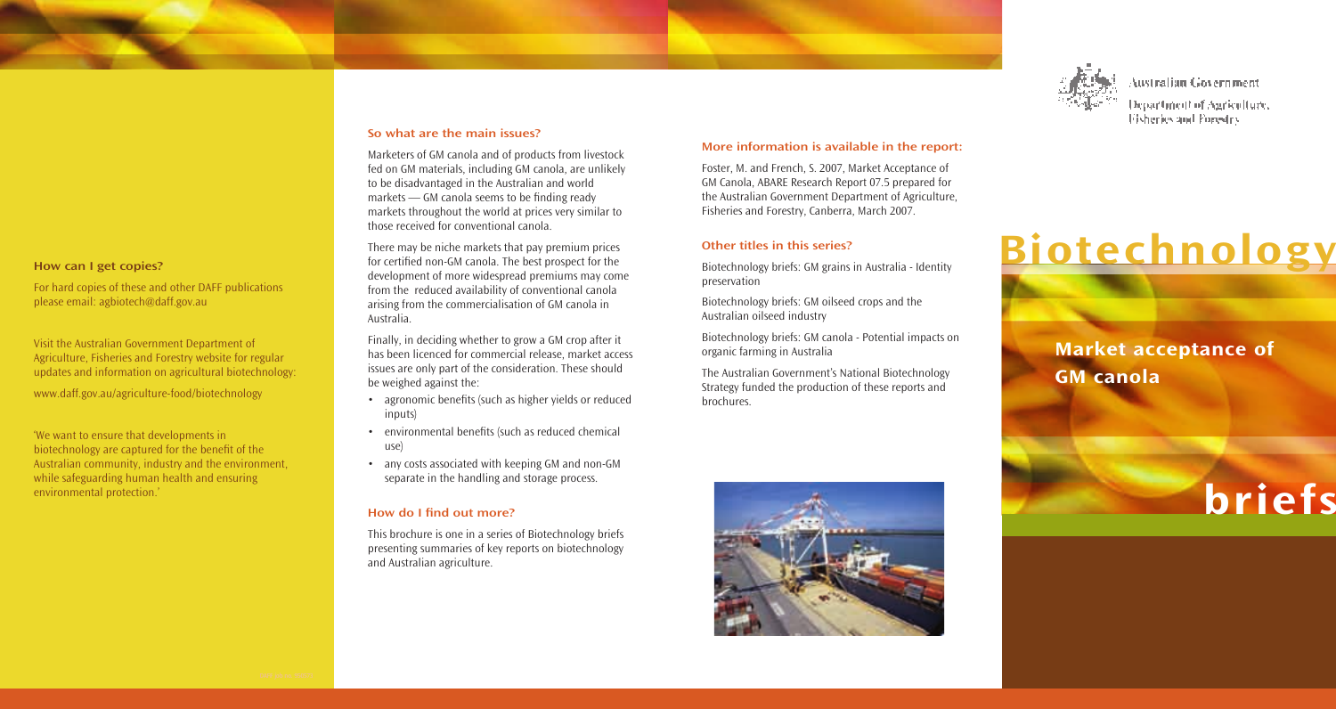## How can I get copies?

For hard copies of these and other DAFF publications please email: agbiotech@daff.gov.au

Visit the Australian Government Department of Agriculture, Fisheries and Forestry website for regular updates and information on agricultural biotechnology:

www.daff.gov.au/agriculture-food/biotechnology

'We want to ensure that developments in biotechnology are captured for the benefit of the Australian community, industry and the environment, while safeguarding human health and ensuring environmental protection.'

## So what are the main issues?

Marketers of GM canola and of products from livestock fed on GM materials, including GM canola, are unlikely to be disadvantaged in the Australian and world markets — GM canola seems to be finding ready markets throughout the world at prices very similar to those received for conventional canola.

There may be niche markets that pay premium prices for certified non-GM canola. The best prospect for the development of more widespread premiums may come from the reduced availability of conventional canola arising from the commercialisation of GM canola in Australia.

Finally, in deciding whether to grow a GM crop after it has been licenced for commercial release, market access issues are only part of the consideration. These should be weighed against the:

- agronomic benefits (such as higher yields or reduced inputs)
- environmental benefits (such as reduced chemical use)
- any costs associated with keeping GM and non-GM separate in the handling and storage process.

## How do I find out more?

This brochure is one in a series of Biotechnology briefs presenting summaries of key reports on biotechnology and Australian agriculture.

## More information is available in the report:

Foster, M. and French, S. 2007, Market Acceptance of GM Canola, ABARE Research Report 07.5 prepared for the Australian Government Department of Agriculture, Fisheries and Forestry, Canberra, March 2007.

## Other titles in this series?

Biotechnology briefs: GM grains in Australia - Identity preservation

Biotechnology briefs: GM oilseed crops and the Australian oilseed industry

Biotechnology briefs: GM canola - Potential impacts on organic farming in Australia

The Australian Government's National Biotechnology Strategy funded the production of these reports and brochures.

Australian Government

Department of Agriculture, Fisheries and Forestry

# Biotechnology

## Market acceptance of GM canola

# briefs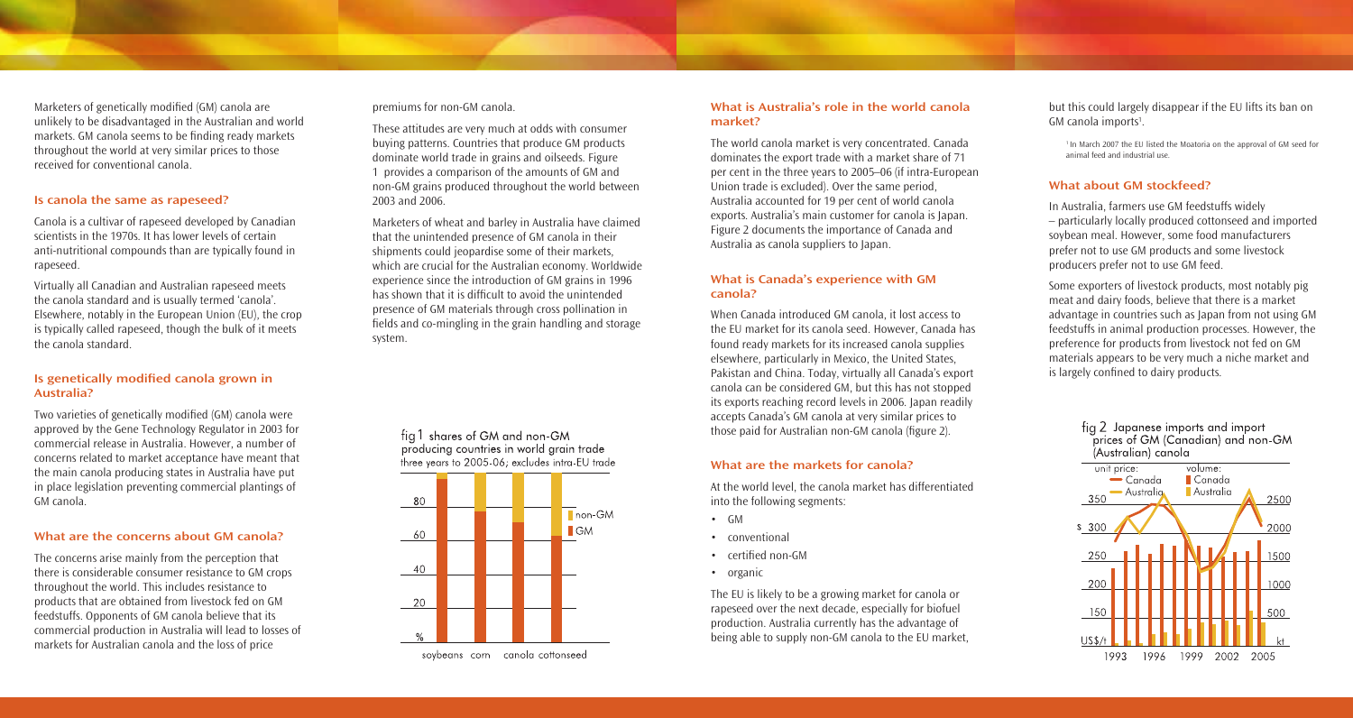Marketers of genetically modified (GM) canola are unlikely to be disadvantaged in the Australian and world markets. GM canola seems to be finding ready markets throughout the world at very similar prices to those received for conventional canola.

## Is canola the same as rapeseed?

Canola is a cultivar of rapeseed developed by Canadian scientists in the 1970s. It has lower levels of certain anti-nutritional compounds than are typically found in rapeseed.

Virtually all Canadian and Australian rapeseed meets the canola standard and is usually termed 'canola'. Elsewhere, notably in the European Union (EU), the crop is typically called rapeseed, though the bulk of it meets the canola standard.

## Is genetically modified canola grown in Australia?

Two varieties of genetically modified (GM) canola were approved by the Gene Technology Regulator in 2003 for commercial release in Australia. However, a number of concerns related to market acceptance have meant that the main canola producing states in Australia have put in place legislation preventing commercial plantings of GM canola.

## What are the concerns about GM canola?

The concerns arise mainly from the perception that there is considerable consumer resistance to GM crops throughout the world. This includes resistance to products that are obtained from livestock fed on GM feedstuffs. Opponents of GM canola believe that its commercial production in Australia will lead to losses of markets for Australian canola and the loss of price premiums for non-GM canola.

These attitudes are very much at odds with consumer buying patterns. Countries that produce GM products dominate world trade in grains and oilseeds. Figure 1 provides a comparison of the amounts of GM and non-GM grains produced throughout the world between 2003 and 2006.

Marketers of wheat and barley in Australia have claimed that the unintended presence of GM canola in their shipments could jeopardise some of their markets, which are crucial for the Australian economy. Worldwide experience since the introduction of GM grains in 1996 has shown that it is difficult to avoid the unintended presence of GM materials through cross pollination in fields and co-mingling in the grain handling and storage system.

fig 1 shares of GM and non-GM producing countries in world grain trade
three years to 2005-06; excludes intra-EU trade

80
60
40
20
%
non-GM
GM
soybeans corn canola cottonseed

## What is Australia's role in the world canola market?

The world canola market is very concentrated. Canada dominates the export trade with a market share of 71 per cent in the three years to 2005–06 (if intra-European Union trade is excluded). Over the same period, Australia accounted for 19 per cent of world canola exports. Australia's main customer for canola is Japan. Figure 2 documents the importance of Canada and Australia as canola suppliers to Japan.

## What is Canada's experience with GM canola?

When Canada introduced GM canola, it lost access to the EU market for its canola seed. However, Canada has found ready markets for its increased canola supplies elsewhere, particularly in Mexico, the United States, Pakistan and China. Today, virtually all Canada's export canola can be considered GM, but this has not stopped its exports reaching record levels in 2006. Japan readily accepts Canada's GM canola at very similar prices to those paid for Australian non-GM canola (figure 2).

## What are the markets for canola?

At the world level, the canola market has differentiated into the following segments:

- GM
- conventional
- certified non-GM
- organic

The EU is likely to be a growing market for canola or rapeseed over the next decade, especially for biofuel production. Australia currently has the advantage of being able to supply non-GM canola to the EU market, but this could largely disappear if the EU lifts its ban on GM canola imports[1].

[1] In March 2007 the EU listed the Moatoria on the approval of GM seed for animal feed and industrial use.

## What about GM stockfeed?

In Australia, farmers use GM feedstuffs widely – particularly locally produced cottonseed and imported soybean meal. However, some food manufacturers prefer not to use GM products and some livestock producers prefer not to use GM feed.

Some exporters of livestock products, most notably pig meat and dairy foods, believe that there is a market advantage in countries such as Japan from not using GM feedstuffs in animal production processes. However, the preference for products from livestock not fed on GM materials appears to be very much a niche market and is largely confined to dairy products.

fig 2 Japanese imports and import prices of GM (Canadian) and non-GM (Australian) canola

unit price: Canada, Australia
volume: Canada, Australia
US$/t: 350, $ 300, 250, 200, 150
kt: 2500, 2000, 1500, 1000, 500
1993 1996 1999 2002 2005